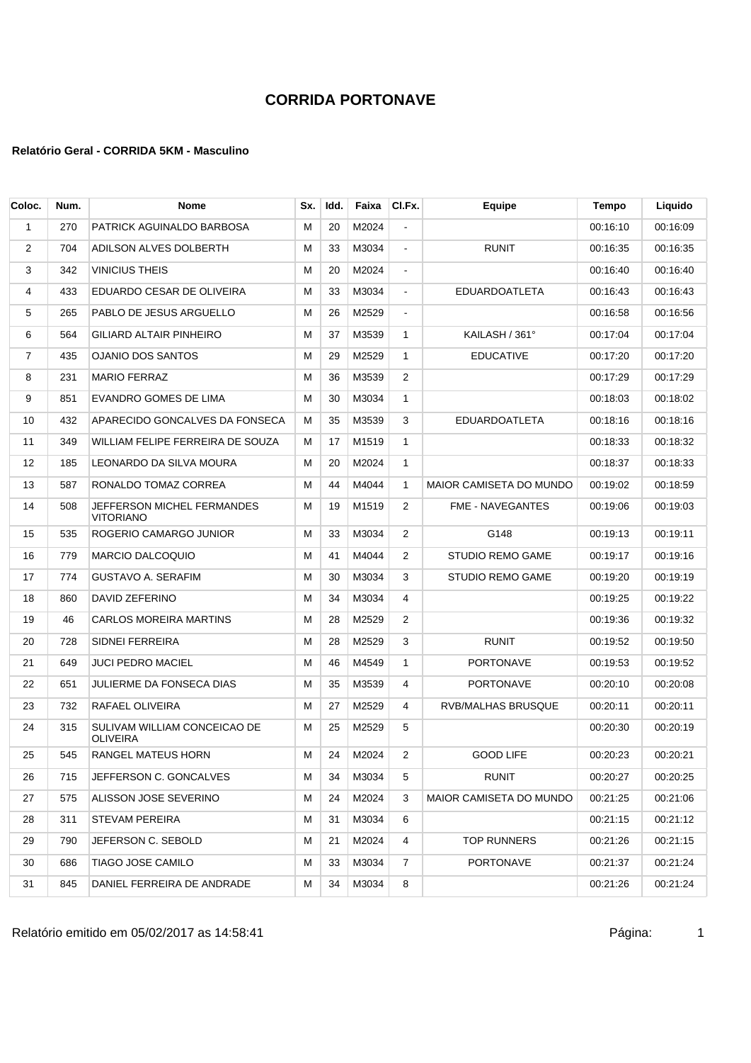# CORRIDA PORTONAVE

**Relatório Geral - CORRIDA 5KM - Masculino**

| Coloc. | Num. | Nome | Sx. | Idd. | Faixa | Cl.Fx. | Equipe | Tempo | Liquido |
|---|---|---|---|---|---|---|---|---|---|
| 1 | 270 | PATRICK AGUINALDO BARBOSA | M | 20 | M2024 | - | | 00:16:10 | 00:16:09 |
| 2 | 704 | ADILSON ALVES DOLBERTH | M | 33 | M3034 | - | RUNIT | 00:16:35 | 00:16:35 |
| 3 | 342 | VINICIUS THEIS | M | 20 | M2024 | - | | 00:16:40 | 00:16:40 |
| 4 | 433 | EDUARDO CESAR DE OLIVEIRA | M | 33 | M3034 | - | EDUARDOATLETA | 00:16:43 | 00:16:43 |
| 5 | 265 | PABLO DE JESUS ARGUELLO | M | 26 | M2529 | - | | 00:16:58 | 00:16:56 |
| 6 | 564 | GILIARD ALTAIR PINHEIRO | M | 37 | M3539 | 1 | KAILASH / 361° | 00:17:04 | 00:17:04 |
| 7 | 435 | OJANIO DOS SANTOS | M | 29 | M2529 | 1 | EDUCATIVE | 00:17:20 | 00:17:20 |
| 8 | 231 | MARIO FERRAZ | M | 36 | M3539 | 2 | | 00:17:29 | 00:17:29 |
| 9 | 851 | EVANDRO GOMES DE LIMA | M | 30 | M3034 | 1 | | 00:18:03 | 00:18:02 |
| 10 | 432 | APARECIDO GONCALVES DA FONSECA | M | 35 | M3539 | 3 | EDUARDOATLETA | 00:18:16 | 00:18:16 |
| 11 | 349 | WILLIAM FELIPE FERREIRA DE SOUZA | M | 17 | M1519 | 1 | | 00:18:33 | 00:18:32 |
| 12 | 185 | LEONARDO DA SILVA MOURA | M | 20 | M2024 | 1 | | 00:18:37 | 00:18:33 |
| 13 | 587 | RONALDO TOMAZ CORREA | M | 44 | M4044 | 1 | MAIOR CAMISETA DO MUNDO | 00:19:02 | 00:18:59 |
| 14 | 508 | JEFFERSON MICHEL FERMANDES VITORIANO | M | 19 | M1519 | 2 | FME - NAVEGANTES | 00:19:06 | 00:19:03 |
| 15 | 535 | ROGERIO CAMARGO JUNIOR | M | 33 | M3034 | 2 | G148 | 00:19:13 | 00:19:11 |
| 16 | 779 | MARCIO DALCOQUIO | M | 41 | M4044 | 2 | STUDIO REMO GAME | 00:19:17 | 00:19:16 |
| 17 | 774 | GUSTAVO A. SERAFIM | M | 30 | M3034 | 3 | STUDIO REMO GAME | 00:19:20 | 00:19:19 |
| 18 | 860 | DAVID ZEFERINO | M | 34 | M3034 | 4 | | 00:19:25 | 00:19:22 |
| 19 | 46 | CARLOS MOREIRA MARTINS | M | 28 | M2529 | 2 | | 00:19:36 | 00:19:32 |
| 20 | 728 | SIDNEI FERREIRA | M | 28 | M2529 | 3 | RUNIT | 00:19:52 | 00:19:50 |
| 21 | 649 | JUCI PEDRO MACIEL | M | 46 | M4549 | 1 | PORTONAVE | 00:19:53 | 00:19:52 |
| 22 | 651 | JULIERME DA FONSECA DIAS | M | 35 | M3539 | 4 | PORTONAVE | 00:20:10 | 00:20:08 |
| 23 | 732 | RAFAEL OLIVEIRA | M | 27 | M2529 | 4 | RVB/MALHAS BRUSQUE | 00:20:11 | 00:20:11 |
| 24 | 315 | SULIVAM WILLIAM CONCEICAO DE OLIVEIRA | M | 25 | M2529 | 5 | | 00:20:30 | 00:20:19 |
| 25 | 545 | RANGEL MATEUS HORN | M | 24 | M2024 | 2 | GOOD LIFE | 00:20:23 | 00:20:21 |
| 26 | 715 | JEFFERSON C. GONCALVES | M | 34 | M3034 | 5 | RUNIT | 00:20:27 | 00:20:25 |
| 27 | 575 | ALISSON JOSE SEVERINO | M | 24 | M2024 | 3 | MAIOR CAMISETA DO MUNDO | 00:21:25 | 00:21:06 |
| 28 | 311 | STEVAM PEREIRA | M | 31 | M3034 | 6 | | 00:21:15 | 00:21:12 |
| 29 | 790 | JEFERSON C. SEBOLD | M | 21 | M2024 | 4 | TOP RUNNERS | 00:21:26 | 00:21:15 |
| 30 | 686 | TIAGO JOSE CAMILO | M | 33 | M3034 | 7 | PORTONAVE | 00:21:37 | 00:21:24 |
| 31 | 845 | DANIEL FERREIRA DE ANDRADE | M | 34 | M3034 | 8 | | 00:21:26 | 00:21:24 |

Relatório emitido em 05/02/2017 as 14:58:41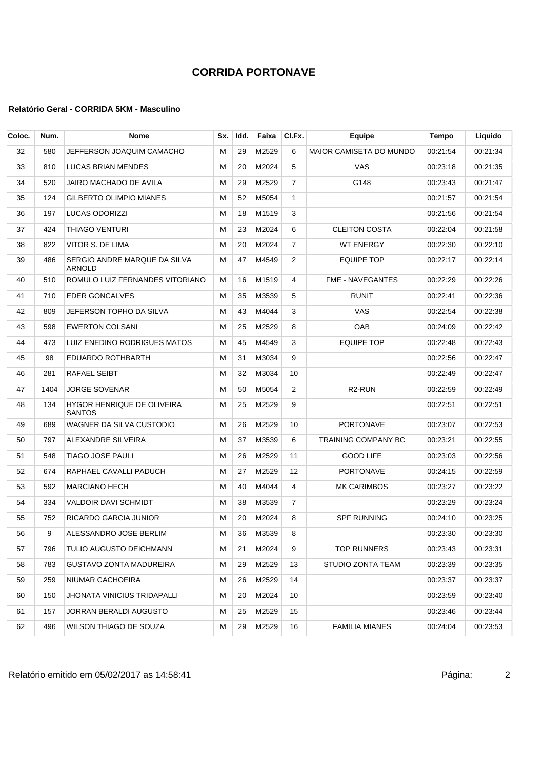# CORRIDA PORTONAVE

### Relatório Geral - CORRIDA 5KM - Masculino

| Coloc. | Num. | Nome | Sx. | Idd. | Faixa | Cl.Fx. | Equipe | Tempo | Liquido |
|---|---|---|---|---|---|---|---|---|---|
| 32 | 580 | JEFFERSON JOAQUIM CAMACHO | M | 29 | M2529 | 6 | MAIOR CAMISETA DO MUNDO | 00:21:54 | 00:21:34 |
| 33 | 810 | LUCAS BRIAN MENDES | M | 20 | M2024 | 5 | VAS | 00:23:18 | 00:21:35 |
| 34 | 520 | JAIRO MACHADO DE AVILA | M | 29 | M2529 | 7 | G148 | 00:23:43 | 00:21:47 |
| 35 | 124 | GILBERTO OLIMPIO MIANES | M | 52 | M5054 | 1 | | 00:21:57 | 00:21:54 |
| 36 | 197 | LUCAS ODORIZZI | M | 18 | M1519 | 3 | | 00:21:56 | 00:21:54 |
| 37 | 424 | THIAGO VENTURI | M | 23 | M2024 | 6 | CLEITON COSTA | 00:22:04 | 00:21:58 |
| 38 | 822 | VITOR S. DE LIMA | M | 20 | M2024 | 7 | WT ENERGY | 00:22:30 | 00:22:10 |
| 39 | 486 | SERGIO ANDRE MARQUE DA SILVA ARNOLD | M | 47 | M4549 | 2 | EQUIPE TOP | 00:22:17 | 00:22:14 |
| 40 | 510 | ROMULO LUIZ FERNANDES VITORIANO | M | 16 | M1519 | 4 | FME - NAVEGANTES | 00:22:29 | 00:22:26 |
| 41 | 710 | EDER GONCALVES | M | 35 | M3539 | 5 | RUNIT | 00:22:41 | 00:22:36 |
| 42 | 809 | JEFERSON TOPHO DA SILVA | M | 43 | M4044 | 3 | VAS | 00:22:54 | 00:22:38 |
| 43 | 598 | EWERTON COLSANI | M | 25 | M2529 | 8 | OAB | 00:24:09 | 00:22:42 |
| 44 | 473 | LUIZ ENEDINO RODRIGUES MATOS | M | 45 | M4549 | 3 | EQUIPE TOP | 00:22:48 | 00:22:43 |
| 45 | 98 | EDUARDO ROTHBARTH | M | 31 | M3034 | 9 | | 00:22:56 | 00:22:47 |
| 46 | 281 | RAFAEL SEIBT | M | 32 | M3034 | 10 | | 00:22:49 | 00:22:47 |
| 47 | 1404 | JORGE SOVENAR | M | 50 | M5054 | 2 | R2-RUN | 00:22:59 | 00:22:49 |
| 48 | 134 | HYGOR HENRIQUE DE OLIVEIRA SANTOS | M | 25 | M2529 | 9 | | 00:22:51 | 00:22:51 |
| 49 | 689 | WAGNER DA SILVA CUSTODIO | M | 26 | M2529 | 10 | PORTONAVE | 00:23:07 | 00:22:53 |
| 50 | 797 | ALEXANDRE SILVEIRA | M | 37 | M3539 | 6 | TRAINING COMPANY BC | 00:23:21 | 00:22:55 |
| 51 | 548 | TIAGO JOSE PAULI | M | 26 | M2529 | 11 | GOOD LIFE | 00:23:03 | 00:22:56 |
| 52 | 674 | RAPHAEL CAVALLI PADUCH | M | 27 | M2529 | 12 | PORTONAVE | 00:24:15 | 00:22:59 |
| 53 | 592 | MARCIANO HECH | M | 40 | M4044 | 4 | MK CARIMBOS | 00:23:27 | 00:23:22 |
| 54 | 334 | VALDOIR DAVI SCHMIDT | M | 38 | M3539 | 7 | | 00:23:29 | 00:23:24 |
| 55 | 752 | RICARDO GARCIA JUNIOR | M | 20 | M2024 | 8 | SPF RUNNING | 00:24:10 | 00:23:25 |
| 56 | 9 | ALESSANDRO JOSE BERLIM | M | 36 | M3539 | 8 | | 00:23:30 | 00:23:30 |
| 57 | 796 | TULIO AUGUSTO DEICHMANN | M | 21 | M2024 | 9 | TOP RUNNERS | 00:23:43 | 00:23:31 |
| 58 | 783 | GUSTAVO ZONTA MADUREIRA | M | 29 | M2529 | 13 | STUDIO ZONTA TEAM | 00:23:39 | 00:23:35 |
| 59 | 259 | NIUMAR CACHOEIRA | M | 26 | M2529 | 14 | | 00:23:37 | 00:23:37 |
| 60 | 150 | JHONATA VINICIUS TRIDAPALLI | M | 20 | M2024 | 10 | | 00:23:59 | 00:23:40 |
| 61 | 157 | JORRAN BERALDI AUGUSTO | M | 25 | M2529 | 15 | | 00:23:46 | 00:23:44 |
| 62 | 496 | WILSON THIAGO DE SOUZA | M | 29 | M2529 | 16 | FAMILIA MIANES | 00:24:04 | 00:23:53 |

Relatório emitido em 05/02/2017 as 14:58:41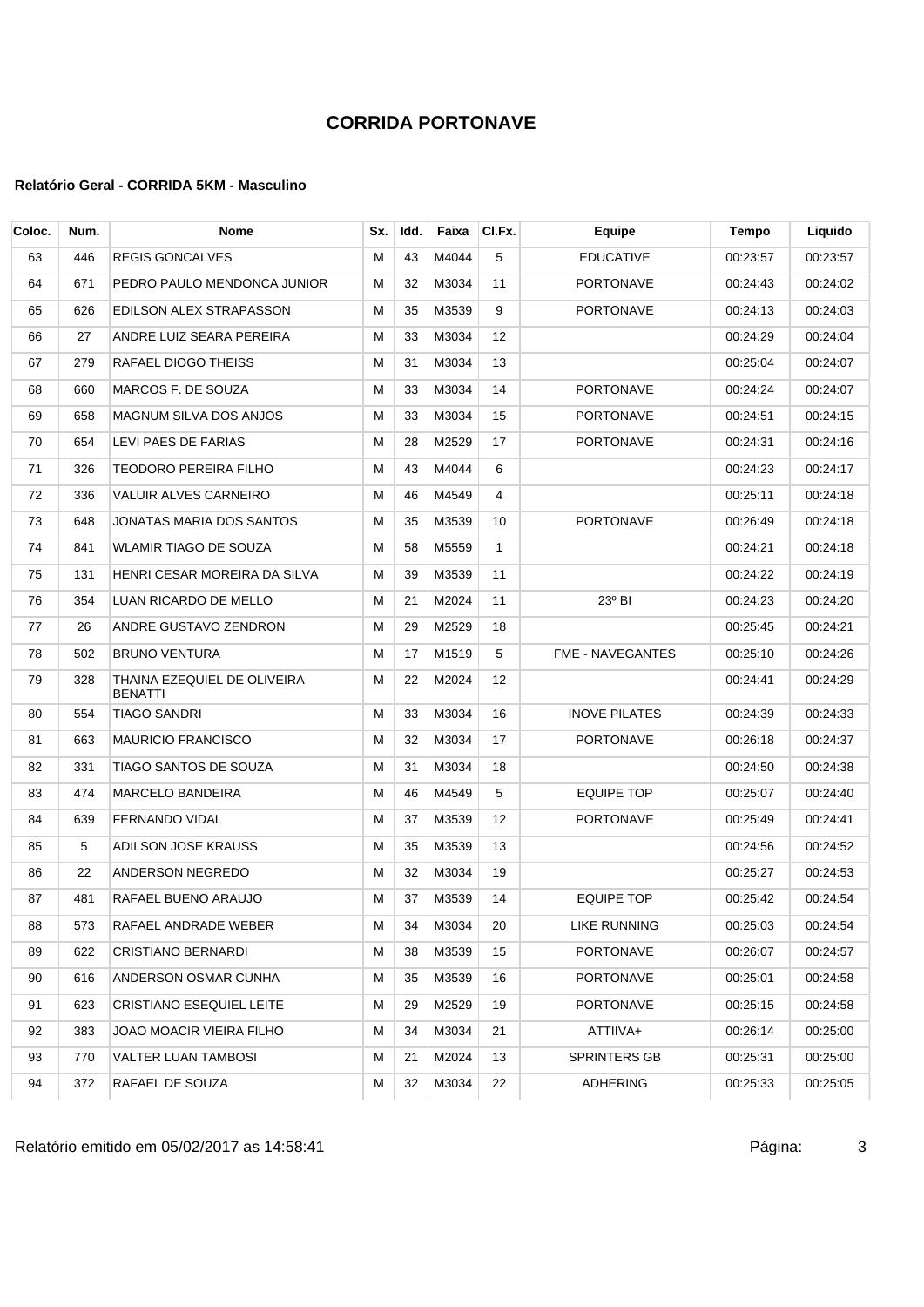# CORRIDA PORTONAVE

### Relatório Geral - CORRIDA 5KM - Masculino

| Coloc. | Num. | Nome | Sx. | Idd. | Faixa | Cl.Fx. | Equipe | Tempo | Liquido |
|---|---|---|---|---|---|---|---|---|---|
| 63 | 446 | REGIS GONCALVES | M | 43 | M4044 | 5 | EDUCATIVE | 00:23:57 | 00:23:57 |
| 64 | 671 | PEDRO PAULO MENDONCA JUNIOR | M | 32 | M3034 | 11 | PORTONAVE | 00:24:43 | 00:24:02 |
| 65 | 626 | EDILSON ALEX STRAPASSON | M | 35 | M3539 | 9 | PORTONAVE | 00:24:13 | 00:24:03 |
| 66 | 27 | ANDRE LUIZ SEARA PEREIRA | M | 33 | M3034 | 12 | | 00:24:29 | 00:24:04 |
| 67 | 279 | RAFAEL DIOGO THEISS | M | 31 | M3034 | 13 | | 00:25:04 | 00:24:07 |
| 68 | 660 | MARCOS F. DE SOUZA | M | 33 | M3034 | 14 | PORTONAVE | 00:24:24 | 00:24:07 |
| 69 | 658 | MAGNUM SILVA DOS ANJOS | M | 33 | M3034 | 15 | PORTONAVE | 00:24:51 | 00:24:15 |
| 70 | 654 | LEVI PAES DE FARIAS | M | 28 | M2529 | 17 | PORTONAVE | 00:24:31 | 00:24:16 |
| 71 | 326 | TEODORO PEREIRA FILHO | M | 43 | M4044 | 6 | | 00:24:23 | 00:24:17 |
| 72 | 336 | VALUIR ALVES CARNEIRO | M | 46 | M4549 | 4 | | 00:25:11 | 00:24:18 |
| 73 | 648 | JONATAS MARIA DOS SANTOS | M | 35 | M3539 | 10 | PORTONAVE | 00:26:49 | 00:24:18 |
| 74 | 841 | WLAMIR TIAGO DE SOUZA | M | 58 | M5559 | 1 | | 00:24:21 | 00:24:18 |
| 75 | 131 | HENRI CESAR MOREIRA DA SILVA | M | 39 | M3539 | 11 | | 00:24:22 | 00:24:19 |
| 76 | 354 | LUAN RICARDO DE MELLO | M | 21 | M2024 | 11 | 23º BI | 00:24:23 | 00:24:20 |
| 77 | 26 | ANDRE GUSTAVO ZENDRON | M | 29 | M2529 | 18 | | 00:25:45 | 00:24:21 |
| 78 | 502 | BRUNO VENTURA | M | 17 | M1519 | 5 | FME - NAVEGANTES | 00:25:10 | 00:24:26 |
| 79 | 328 | THAINA EZEQUIEL DE OLIVEIRA BENATTI | M | 22 | M2024 | 12 | | 00:24:41 | 00:24:29 |
| 80 | 554 | TIAGO SANDRI | M | 33 | M3034 | 16 | INOVE PILATES | 00:24:39 | 00:24:33 |
| 81 | 663 | MAURICIO FRANCISCO | M | 32 | M3034 | 17 | PORTONAVE | 00:26:18 | 00:24:37 |
| 82 | 331 | TIAGO SANTOS DE SOUZA | M | 31 | M3034 | 18 | | 00:24:50 | 00:24:38 |
| 83 | 474 | MARCELO BANDEIRA | M | 46 | M4549 | 5 | EQUIPE TOP | 00:25:07 | 00:24:40 |
| 84 | 639 | FERNANDO VIDAL | M | 37 | M3539 | 12 | PORTONAVE | 00:25:49 | 00:24:41 |
| 85 | 5 | ADILSON JOSE KRAUSS | M | 35 | M3539 | 13 | | 00:24:56 | 00:24:52 |
| 86 | 22 | ANDERSON NEGREDO | M | 32 | M3034 | 19 | | 00:25:27 | 00:24:53 |
| 87 | 481 | RAFAEL BUENO ARAUJO | M | 37 | M3539 | 14 | EQUIPE TOP | 00:25:42 | 00:24:54 |
| 88 | 573 | RAFAEL ANDRADE WEBER | M | 34 | M3034 | 20 | LIKE RUNNING | 00:25:03 | 00:24:54 |
| 89 | 622 | CRISTIANO BERNARDI | M | 38 | M3539 | 15 | PORTONAVE | 00:26:07 | 00:24:57 |
| 90 | 616 | ANDERSON OSMAR CUNHA | M | 35 | M3539 | 16 | PORTONAVE | 00:25:01 | 00:24:58 |
| 91 | 623 | CRISTIANO ESEQUIEL LEITE | M | 29 | M2529 | 19 | PORTONAVE | 00:25:15 | 00:24:58 |
| 92 | 383 | JOAO MOACIR VIEIRA FILHO | M | 34 | M3034 | 21 | ATTIIVA+ | 00:26:14 | 00:25:00 |
| 93 | 770 | VALTER LUAN TAMBOSI | M | 21 | M2024 | 13 | SPRINTERS GB | 00:25:31 | 00:25:00 |
| 94 | 372 | RAFAEL DE SOUZA | M | 32 | M3034 | 22 | ADHERING | 00:25:33 | 00:25:05 |

Relatório emitido em 05/02/2017 as 14:58:41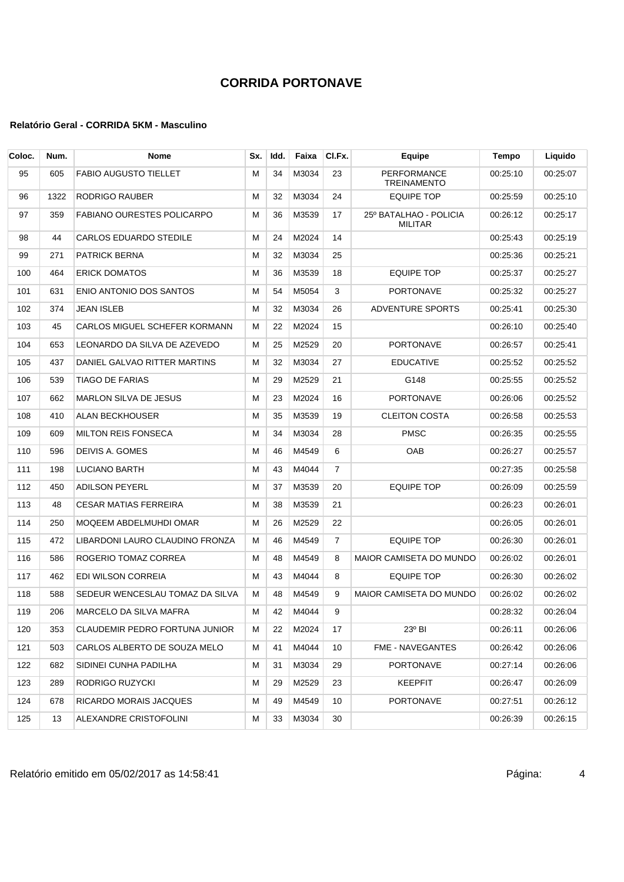# CORRIDA PORTONAVE

### Relatório Geral - CORRIDA 5KM - Masculino

| Coloc. | Num. | Nome | Sx. | Idd. | Faixa | Cl.Fx. | Equipe | Tempo | Liquido |
|---|---|---|---|---|---|---|---|---|---|
| 95 | 605 | FABIO AUGUSTO TIELLET | M | 34 | M3034 | 23 | PERFORMANCE TREINAMENTO | 00:25:10 | 00:25:07 |
| 96 | 1322 | RODRIGO RAUBER | M | 32 | M3034 | 24 | EQUIPE TOP | 00:25:59 | 00:25:10 |
| 97 | 359 | FABIANO OURESTES POLICARPO | M | 36 | M3539 | 17 | 25º BATALHAO - POLICIA MILITAR | 00:26:12 | 00:25:17 |
| 98 | 44 | CARLOS EDUARDO STEDILE | M | 24 | M2024 | 14 | | 00:25:43 | 00:25:19 |
| 99 | 271 | PATRICK BERNA | M | 32 | M3034 | 25 | | 00:25:36 | 00:25:21 |
| 100 | 464 | ERICK DOMATOS | M | 36 | M3539 | 18 | EQUIPE TOP | 00:25:37 | 00:25:27 |
| 101 | 631 | ENIO ANTONIO DOS SANTOS | M | 54 | M5054 | 3 | PORTONAVE | 00:25:32 | 00:25:27 |
| 102 | 374 | JEAN ISLEB | M | 32 | M3034 | 26 | ADVENTURE SPORTS | 00:25:41 | 00:25:30 |
| 103 | 45 | CARLOS MIGUEL SCHEFER KORMANN | M | 22 | M2024 | 15 | | 00:26:10 | 00:25:40 |
| 104 | 653 | LEONARDO DA SILVA DE AZEVEDO | M | 25 | M2529 | 20 | PORTONAVE | 00:26:57 | 00:25:41 |
| 105 | 437 | DANIEL GALVAO RITTER MARTINS | M | 32 | M3034 | 27 | EDUCATIVE | 00:25:52 | 00:25:52 |
| 106 | 539 | TIAGO DE FARIAS | M | 29 | M2529 | 21 | G148 | 00:25:55 | 00:25:52 |
| 107 | 662 | MARLON SILVA DE JESUS | M | 23 | M2024 | 16 | PORTONAVE | 00:26:06 | 00:25:52 |
| 108 | 410 | ALAN BECKHOUSER | M | 35 | M3539 | 19 | CLEITON COSTA | 00:26:58 | 00:25:53 |
| 109 | 609 | MILTON REIS FONSECA | M | 34 | M3034 | 28 | PMSC | 00:26:35 | 00:25:55 |
| 110 | 596 | DEIVIS A. GOMES | M | 46 | M4549 | 6 | OAB | 00:26:27 | 00:25:57 |
| 111 | 198 | LUCIANO BARTH | M | 43 | M4044 | 7 | | 00:27:35 | 00:25:58 |
| 112 | 450 | ADILSON PEYERL | M | 37 | M3539 | 20 | EQUIPE TOP | 00:26:09 | 00:25:59 |
| 113 | 48 | CESAR MATIAS FERREIRA | M | 38 | M3539 | 21 | | 00:26:23 | 00:26:01 |
| 114 | 250 | MOQEEM ABDELMUHDI OMAR | M | 26 | M2529 | 22 | | 00:26:05 | 00:26:01 |
| 115 | 472 | LIBARDONI LAURO CLAUDINO FRONZA | M | 46 | M4549 | 7 | EQUIPE TOP | 00:26:30 | 00:26:01 |
| 116 | 586 | ROGERIO TOMAZ CORREA | M | 48 | M4549 | 8 | MAIOR CAMISETA DO MUNDO | 00:26:02 | 00:26:01 |
| 117 | 462 | EDI WILSON CORREIA | M | 43 | M4044 | 8 | EQUIPE TOP | 00:26:30 | 00:26:02 |
| 118 | 588 | SEDEUR WENCESLAU TOMAZ DA SILVA | M | 48 | M4549 | 9 | MAIOR CAMISETA DO MUNDO | 00:26:02 | 00:26:02 |
| 119 | 206 | MARCELO DA SILVA MAFRA | M | 42 | M4044 | 9 | | 00:28:32 | 00:26:04 |
| 120 | 353 | CLAUDEMIR PEDRO FORTUNA JUNIOR | M | 22 | M2024 | 17 | 23º BI | 00:26:11 | 00:26:06 |
| 121 | 503 | CARLOS ALBERTO DE SOUZA MELO | M | 41 | M4044 | 10 | FME - NAVEGANTES | 00:26:42 | 00:26:06 |
| 122 | 682 | SIDINEI CUNHA PADILHA | M | 31 | M3034 | 29 | PORTONAVE | 00:27:14 | 00:26:06 |
| 123 | 289 | RODRIGO RUZYCKI | M | 29 | M2529 | 23 | KEEPFIT | 00:26:47 | 00:26:09 |
| 124 | 678 | RICARDO MORAIS JACQUES | M | 49 | M4549 | 10 | PORTONAVE | 00:27:51 | 00:26:12 |
| 125 | 13 | ALEXANDRE CRISTOFOLINI | M | 33 | M3034 | 30 | | 00:26:39 | 00:26:15 |

Relatório emitido em 05/02/2017 as 14:58:41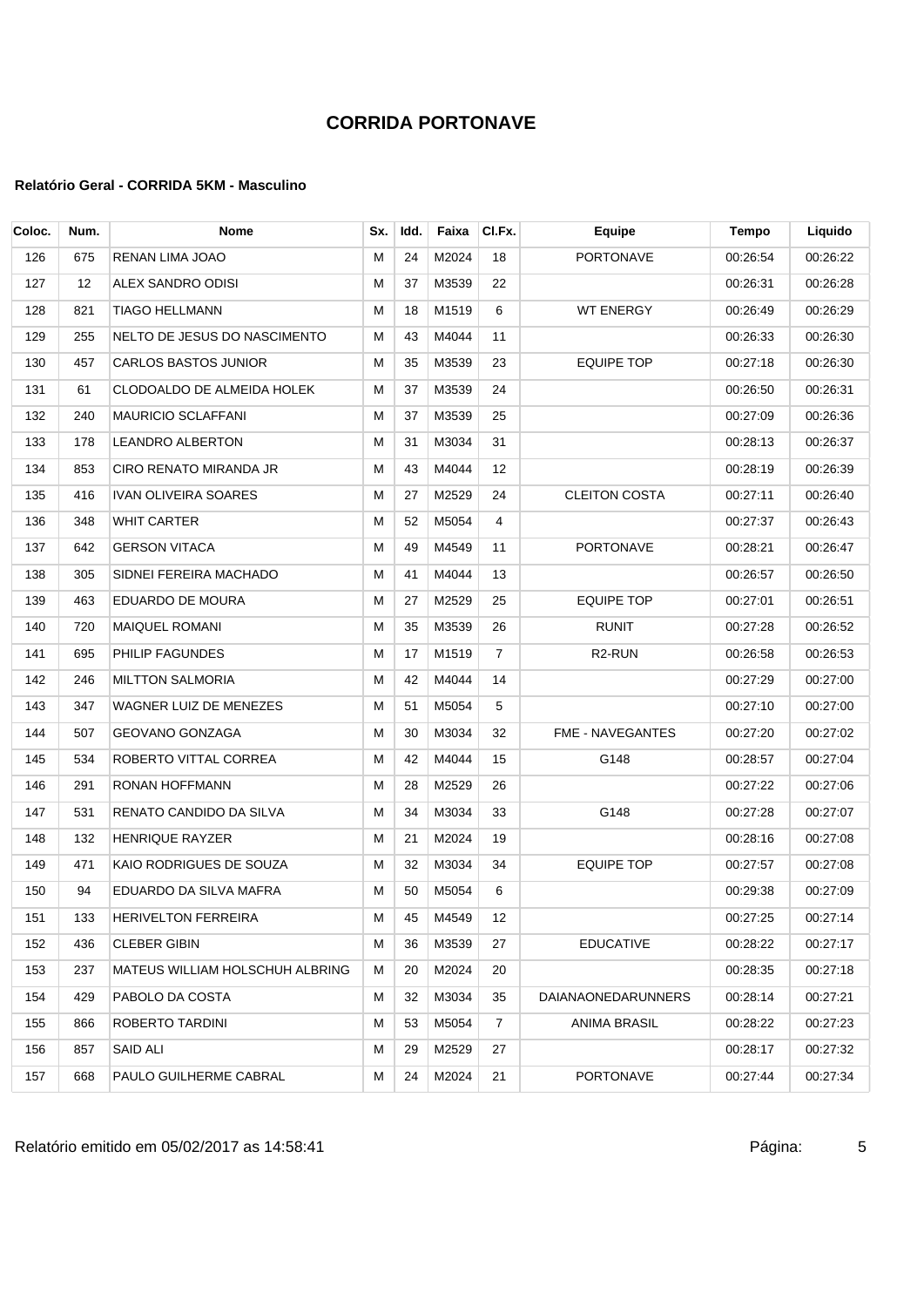# CORRIDA PORTONAVE

#### Relatório Geral - CORRIDA 5KM - Masculino

| Coloc. | Num. | Nome | Sx. | Idd. | Faixa | Cl.Fx. | Equipe | Tempo | Liquido |
|---|---|---|---|---|---|---|---|---|---|
| 126 | 675 | RENAN LIMA JOAO | M | 24 | M2024 | 18 | PORTONAVE | 00:26:54 | 00:26:22 |
| 127 | 12 | ALEX SANDRO ODISI | M | 37 | M3539 | 22 | | 00:26:31 | 00:26:28 |
| 128 | 821 | TIAGO HELLMANN | M | 18 | M1519 | 6 | WT ENERGY | 00:26:49 | 00:26:29 |
| 129 | 255 | NELTO DE JESUS DO NASCIMENTO | M | 43 | M4044 | 11 | | 00:26:33 | 00:26:30 |
| 130 | 457 | CARLOS BASTOS JUNIOR | M | 35 | M3539 | 23 | EQUIPE TOP | 00:27:18 | 00:26:30 |
| 131 | 61 | CLODOALDO DE ALMEIDA HOLEK | M | 37 | M3539 | 24 | | 00:26:50 | 00:26:31 |
| 132 | 240 | MAURICIO SCLAFFANI | M | 37 | M3539 | 25 | | 00:27:09 | 00:26:36 |
| 133 | 178 | LEANDRO ALBERTON | M | 31 | M3034 | 31 | | 00:28:13 | 00:26:37 |
| 134 | 853 | CIRO RENATO MIRANDA JR | M | 43 | M4044 | 12 | | 00:28:19 | 00:26:39 |
| 135 | 416 | IVAN OLIVEIRA SOARES | M | 27 | M2529 | 24 | CLEITON COSTA | 00:27:11 | 00:26:40 |
| 136 | 348 | WHIT CARTER | M | 52 | M5054 | 4 | | 00:27:37 | 00:26:43 |
| 137 | 642 | GERSON VITACA | M | 49 | M4549 | 11 | PORTONAVE | 00:28:21 | 00:26:47 |
| 138 | 305 | SIDNEI FEREIRA MACHADO | M | 41 | M4044 | 13 | | 00:26:57 | 00:26:50 |
| 139 | 463 | EDUARDO DE MOURA | M | 27 | M2529 | 25 | EQUIPE TOP | 00:27:01 | 00:26:51 |
| 140 | 720 | MAIQUEL ROMANI | M | 35 | M3539 | 26 | RUNIT | 00:27:28 | 00:26:52 |
| 141 | 695 | PHILIP FAGUNDES | M | 17 | M1519 | 7 | R2-RUN | 00:26:58 | 00:26:53 |
| 142 | 246 | MILTTON SALMORIA | M | 42 | M4044 | 14 | | 00:27:29 | 00:27:00 |
| 143 | 347 | WAGNER LUIZ DE MENEZES | M | 51 | M5054 | 5 | | 00:27:10 | 00:27:00 |
| 144 | 507 | GEOVANO GONZAGA | M | 30 | M3034 | 32 | FME - NAVEGANTES | 00:27:20 | 00:27:02 |
| 145 | 534 | ROBERTO VITTAL CORREA | M | 42 | M4044 | 15 | G148 | 00:28:57 | 00:27:04 |
| 146 | 291 | RONAN HOFFMANN | M | 28 | M2529 | 26 | | 00:27:22 | 00:27:06 |
| 147 | 531 | RENATO CANDIDO DA SILVA | M | 34 | M3034 | 33 | G148 | 00:27:28 | 00:27:07 |
| 148 | 132 | HENRIQUE RAYZER | M | 21 | M2024 | 19 | | 00:28:16 | 00:27:08 |
| 149 | 471 | KAIO RODRIGUES DE SOUZA | M | 32 | M3034 | 34 | EQUIPE TOP | 00:27:57 | 00:27:08 |
| 150 | 94 | EDUARDO DA SILVA MAFRA | M | 50 | M5054 | 6 | | 00:29:38 | 00:27:09 |
| 151 | 133 | HERIVELTON FERREIRA | M | 45 | M4549 | 12 | | 00:27:25 | 00:27:14 |
| 152 | 436 | CLEBER GIBIN | M | 36 | M3539 | 27 | EDUCATIVE | 00:28:22 | 00:27:17 |
| 153 | 237 | MATEUS WILLIAM HOLSCHUH ALBRING | M | 20 | M2024 | 20 | | 00:28:35 | 00:27:18 |
| 154 | 429 | PABOLO DA COSTA | M | 32 | M3034 | 35 | DAIANAONEDARUNNERS | 00:28:14 | 00:27:21 |
| 155 | 866 | ROBERTO TARDINI | M | 53 | M5054 | 7 | ANIMA BRASIL | 00:28:22 | 00:27:23 |
| 156 | 857 | SAID ALI | M | 29 | M2529 | 27 | | 00:28:17 | 00:27:32 |
| 157 | 668 | PAULO GUILHERME CABRAL | M | 24 | M2024 | 21 | PORTONAVE | 00:27:44 | 00:27:34 |

Relatório emitido em 05/02/2017 as 14:58:41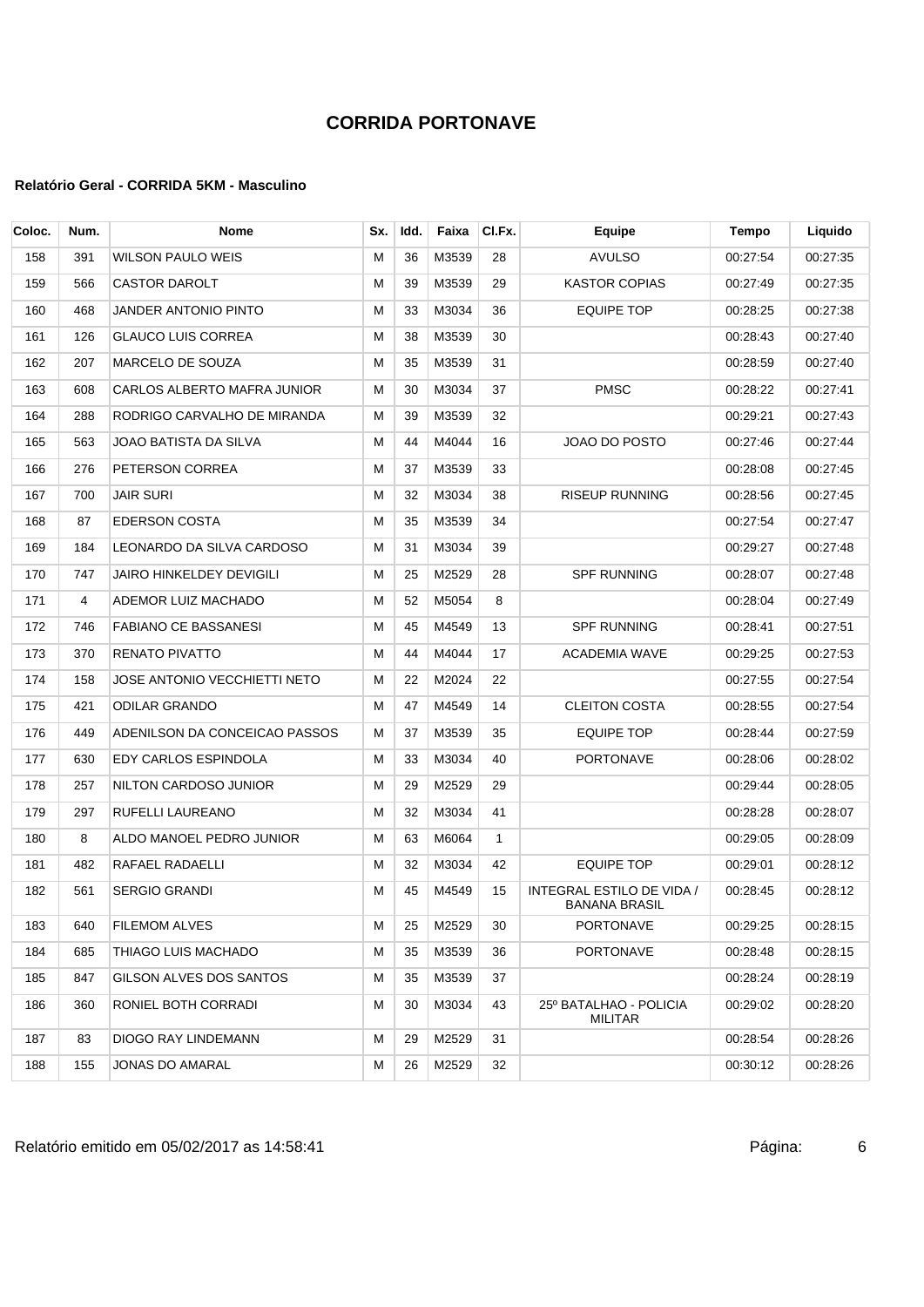# CORRIDA PORTONAVE

### Relatório Geral - CORRIDA 5KM - Masculino

| Coloc. | Num. | Nome | Sx. | Idd. | Faixa | Cl.Fx. | Equipe | Tempo | Liquido |
|---|---|---|---|---|---|---|---|---|---|
| 158 | 391 | WILSON PAULO WEIS | M | 36 | M3539 | 28 | AVULSO | 00:27:54 | 00:27:35 |
| 159 | 566 | CASTOR DAROLT | M | 39 | M3539 | 29 | KASTOR COPIAS | 00:27:49 | 00:27:35 |
| 160 | 468 | JANDER ANTONIO PINTO | M | 33 | M3034 | 36 | EQUIPE TOP | 00:28:25 | 00:27:38 |
| 161 | 126 | GLAUCO LUIS CORREA | M | 38 | M3539 | 30 | | 00:28:43 | 00:27:40 |
| 162 | 207 | MARCELO DE SOUZA | M | 35 | M3539 | 31 | | 00:28:59 | 00:27:40 |
| 163 | 608 | CARLOS ALBERTO MAFRA JUNIOR | M | 30 | M3034 | 37 | PMSC | 00:28:22 | 00:27:41 |
| 164 | 288 | RODRIGO CARVALHO DE MIRANDA | M | 39 | M3539 | 32 | | 00:29:21 | 00:27:43 |
| 165 | 563 | JOAO BATISTA DA SILVA | M | 44 | M4044 | 16 | JOAO DO POSTO | 00:27:46 | 00:27:44 |
| 166 | 276 | PETERSON CORREA | M | 37 | M3539 | 33 | | 00:28:08 | 00:27:45 |
| 167 | 700 | JAIR SURI | M | 32 | M3034 | 38 | RISEUP RUNNING | 00:28:56 | 00:27:45 |
| 168 | 87 | EDERSON COSTA | M | 35 | M3539 | 34 | | 00:27:54 | 00:27:47 |
| 169 | 184 | LEONARDO DA SILVA CARDOSO | M | 31 | M3034 | 39 | | 00:29:27 | 00:27:48 |
| 170 | 747 | JAIRO HINKELDEY DEVIGILI | M | 25 | M2529 | 28 | SPF RUNNING | 00:28:07 | 00:27:48 |
| 171 | 4 | ADEMOR LUIZ MACHADO | M | 52 | M5054 | 8 | | 00:28:04 | 00:27:49 |
| 172 | 746 | FABIANO CE BASSANESI | M | 45 | M4549 | 13 | SPF RUNNING | 00:28:41 | 00:27:51 |
| 173 | 370 | RENATO PIVATTO | M | 44 | M4044 | 17 | ACADEMIA WAVE | 00:29:25 | 00:27:53 |
| 174 | 158 | JOSE ANTONIO VECCHIETTI NETO | M | 22 | M2024 | 22 | | 00:27:55 | 00:27:54 |
| 175 | 421 | ODILAR GRANDO | M | 47 | M4549 | 14 | CLEITON COSTA | 00:28:55 | 00:27:54 |
| 176 | 449 | ADENILSON DA CONCEICAO PASSOS | M | 37 | M3539 | 35 | EQUIPE TOP | 00:28:44 | 00:27:59 |
| 177 | 630 | EDY CARLOS ESPINDOLA | M | 33 | M3034 | 40 | PORTONAVE | 00:28:06 | 00:28:02 |
| 178 | 257 | NILTON CARDOSO JUNIOR | M | 29 | M2529 | 29 | | 00:29:44 | 00:28:05 |
| 179 | 297 | RUFELLI LAUREANO | M | 32 | M3034 | 41 | | 00:28:28 | 00:28:07 |
| 180 | 8 | ALDO MANOEL PEDRO JUNIOR | M | 63 | M6064 | 1 | | 00:29:05 | 00:28:09 |
| 181 | 482 | RAFAEL RADAELLI | M | 32 | M3034 | 42 | EQUIPE TOP | 00:29:01 | 00:28:12 |
| 182 | 561 | SERGIO GRANDI | M | 45 | M4549 | 15 | INTEGRAL ESTILO DE VIDA / BANANA BRASIL | 00:28:45 | 00:28:12 |
| 183 | 640 | FILEMOM ALVES | M | 25 | M2529 | 30 | PORTONAVE | 00:29:25 | 00:28:15 |
| 184 | 685 | THIAGO LUIS MACHADO | M | 35 | M3539 | 36 | PORTONAVE | 00:28:48 | 00:28:15 |
| 185 | 847 | GILSON ALVES DOS SANTOS | M | 35 | M3539 | 37 | | 00:28:24 | 00:28:19 |
| 186 | 360 | RONIEL BOTH CORRADI | M | 30 | M3034 | 43 | 25º BATALHAO - POLICIA MILITAR | 00:29:02 | 00:28:20 |
| 187 | 83 | DIOGO RAY LINDEMANN | M | 29 | M2529 | 31 | | 00:28:54 | 00:28:26 |
| 188 | 155 | JONAS DO AMARAL | M | 26 | M2529 | 32 | | 00:30:12 | 00:28:26 |

Relatório emitido em 05/02/2017 as 14:58:41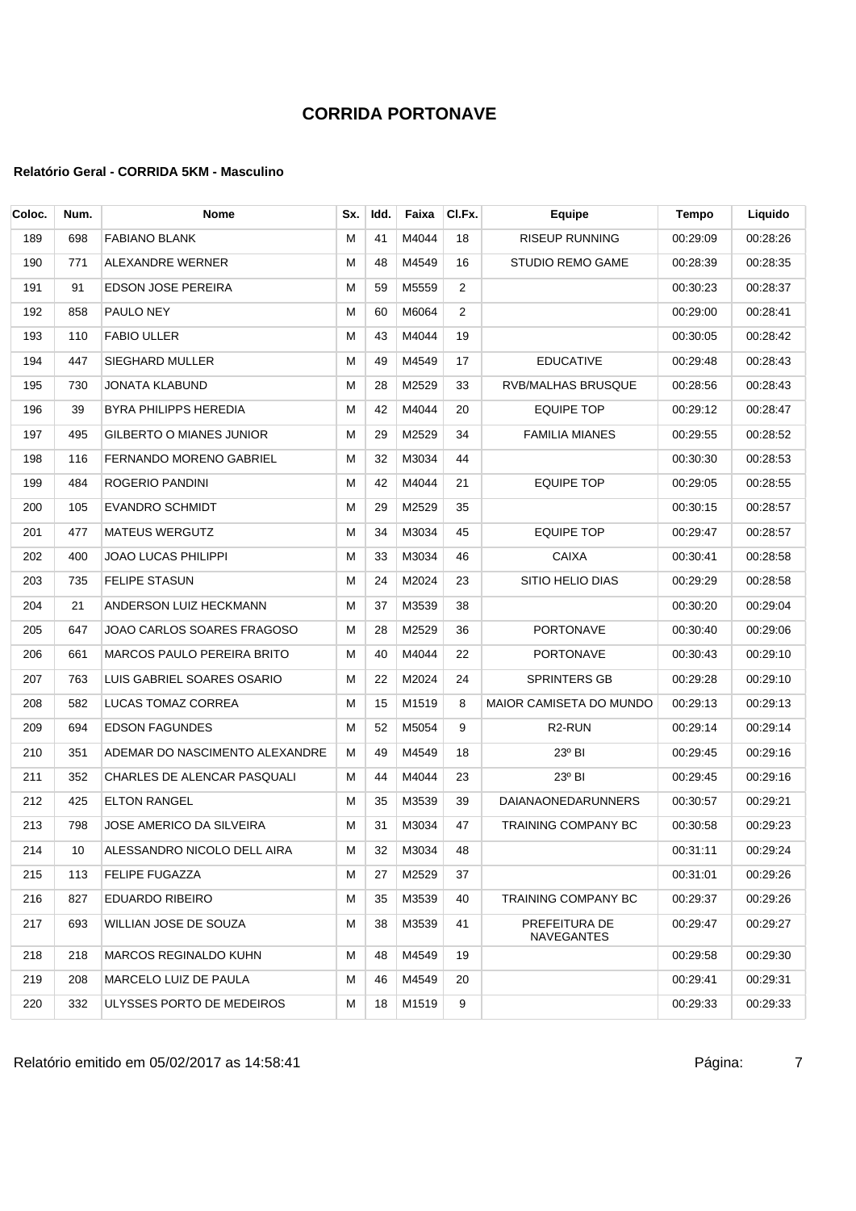# CORRIDA PORTONAVE

### Relatório Geral - CORRIDA 5KM - Masculino

| Coloc. | Num. | Nome | Sx. | Idd. | Faixa | Cl.Fx. | Equipe | Tempo | Liquido |
|---|---|---|---|---|---|---|---|---|---|
| 189 | 698 | FABIANO BLANK | M | 41 | M4044 | 18 | RISEUP RUNNING | 00:29:09 | 00:28:26 |
| 190 | 771 | ALEXANDRE WERNER | M | 48 | M4549 | 16 | STUDIO REMO GAME | 00:28:39 | 00:28:35 |
| 191 | 91 | EDSON JOSE PEREIRA | M | 59 | M5559 | 2 | | 00:30:23 | 00:28:37 |
| 192 | 858 | PAULO NEY | M | 60 | M6064 | 2 | | 00:29:00 | 00:28:41 |
| 193 | 110 | FABIO ULLER | M | 43 | M4044 | 19 | | 00:30:05 | 00:28:42 |
| 194 | 447 | SIEGHARD MULLER | M | 49 | M4549 | 17 | EDUCATIVE | 00:29:48 | 00:28:43 |
| 195 | 730 | JONATA KLABUND | M | 28 | M2529 | 33 | RVB/MALHAS BRUSQUE | 00:28:56 | 00:28:43 |
| 196 | 39 | BYRA PHILIPPS HEREDIA | M | 42 | M4044 | 20 | EQUIPE TOP | 00:29:12 | 00:28:47 |
| 197 | 495 | GILBERTO O MIANES JUNIOR | M | 29 | M2529 | 34 | FAMILIA MIANES | 00:29:55 | 00:28:52 |
| 198 | 116 | FERNANDO MORENO GABRIEL | M | 32 | M3034 | 44 | | 00:30:30 | 00:28:53 |
| 199 | 484 | ROGERIO PANDINI | M | 42 | M4044 | 21 | EQUIPE TOP | 00:29:05 | 00:28:55 |
| 200 | 105 | EVANDRO SCHMIDT | M | 29 | M2529 | 35 | | 00:30:15 | 00:28:57 |
| 201 | 477 | MATEUS WERGUTZ | M | 34 | M3034 | 45 | EQUIPE TOP | 00:29:47 | 00:28:57 |
| 202 | 400 | JOAO LUCAS PHILIPPI | M | 33 | M3034 | 46 | CAIXA | 00:30:41 | 00:28:58 |
| 203 | 735 | FELIPE STASUN | M | 24 | M2024 | 23 | SITIO HELIO DIAS | 00:29:29 | 00:28:58 |
| 204 | 21 | ANDERSON LUIZ HECKMANN | M | 37 | M3539 | 38 | | 00:30:20 | 00:29:04 |
| 205 | 647 | JOAO CARLOS SOARES FRAGOSO | M | 28 | M2529 | 36 | PORTONAVE | 00:30:40 | 00:29:06 |
| 206 | 661 | MARCOS PAULO PEREIRA BRITO | M | 40 | M4044 | 22 | PORTONAVE | 00:30:43 | 00:29:10 |
| 207 | 763 | LUIS GABRIEL SOARES OSARIO | M | 22 | M2024 | 24 | SPRINTERS GB | 00:29:28 | 00:29:10 |
| 208 | 582 | LUCAS TOMAZ CORREA | M | 15 | M1519 | 8 | MAIOR CAMISETA DO MUNDO | 00:29:13 | 00:29:13 |
| 209 | 694 | EDSON FAGUNDES | M | 52 | M5054 | 9 | R2-RUN | 00:29:14 | 00:29:14 |
| 210 | 351 | ADEMAR DO NASCIMENTO ALEXANDRE | M | 49 | M4549 | 18 | 23º BI | 00:29:45 | 00:29:16 |
| 211 | 352 | CHARLES DE ALENCAR PASQUALI | M | 44 | M4044 | 23 | 23º BI | 00:29:45 | 00:29:16 |
| 212 | 425 | ELTON RANGEL | M | 35 | M3539 | 39 | DAIANAONEDARUNNERS | 00:30:57 | 00:29:21 |
| 213 | 798 | JOSE AMERICO DA SILVEIRA | M | 31 | M3034 | 47 | TRAINING COMPANY BC | 00:30:58 | 00:29:23 |
| 214 | 10 | ALESSANDRO NICOLO DELL AIRA | M | 32 | M3034 | 48 | | 00:31:11 | 00:29:24 |
| 215 | 113 | FELIPE FUGAZZA | M | 27 | M2529 | 37 | | 00:31:01 | 00:29:26 |
| 216 | 827 | EDUARDO RIBEIRO | M | 35 | M3539 | 40 | TRAINING COMPANY BC | 00:29:37 | 00:29:26 |
| 217 | 693 | WILLIAN JOSE DE SOUZA | M | 38 | M3539 | 41 | PREFEITURA DE NAVEGANTES | 00:29:47 | 00:29:27 |
| 218 | 218 | MARCOS REGINALDO KUHN | M | 48 | M4549 | 19 | | 00:29:58 | 00:29:30 |
| 219 | 208 | MARCELO LUIZ DE PAULA | M | 46 | M4549 | 20 | | 00:29:41 | 00:29:31 |
| 220 | 332 | ULYSSES PORTO DE MEDEIROS | M | 18 | M1519 | 9 | | 00:29:33 | 00:29:33 |

Relatório emitido em 05/02/2017 as 14:58:41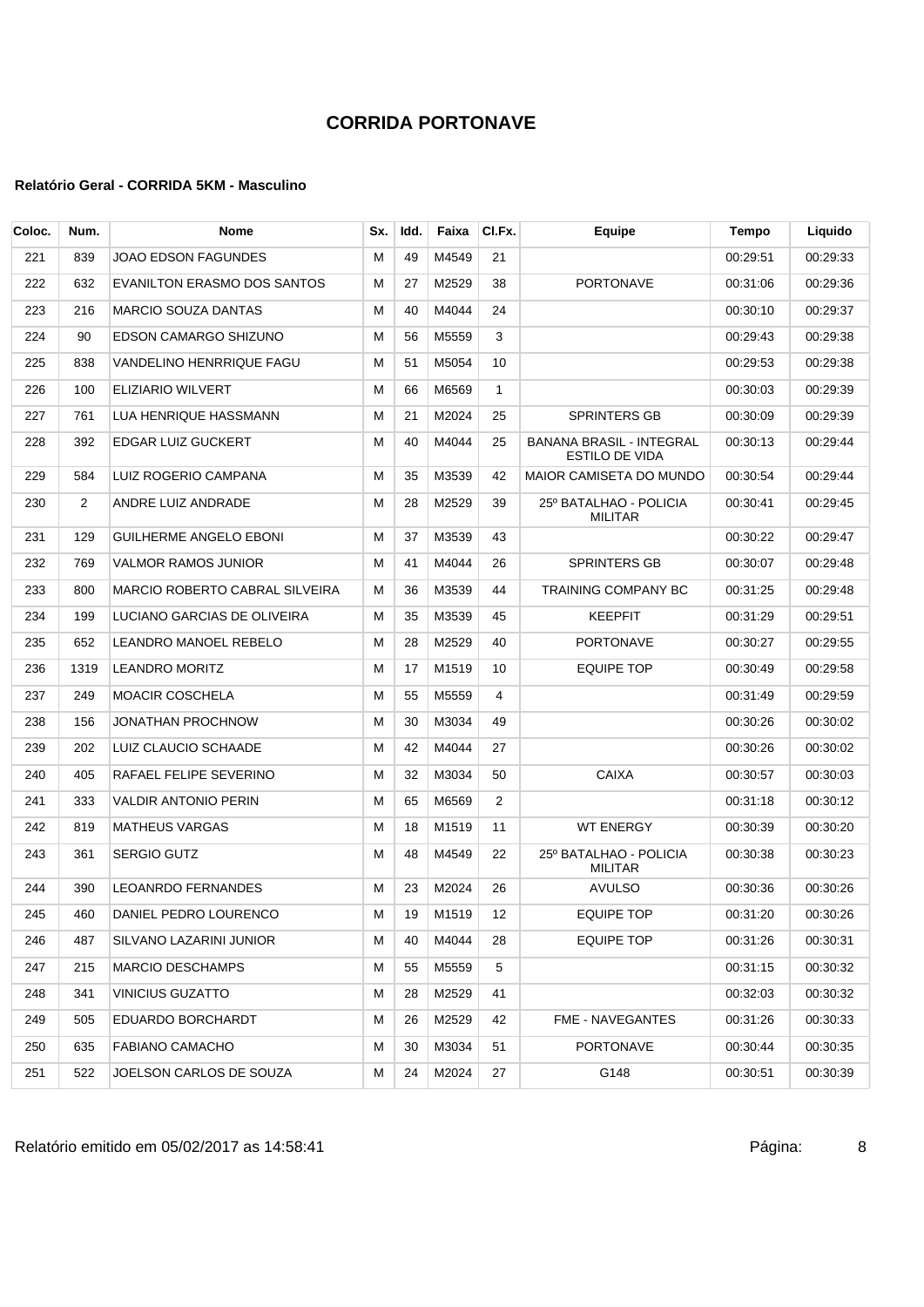# CORRIDA PORTONAVE

### Relatório Geral - CORRIDA 5KM - Masculino

| Coloc. | Num. | Nome | Sx. | Idd. | Faixa | Cl.Fx. | Equipe | Tempo | Liquido |
|---|---|---|---|---|---|---|---|---|---|
| 221 | 839 | JOAO EDSON FAGUNDES | M | 49 | M4549 | 21 | | 00:29:51 | 00:29:33 |
| 222 | 632 | EVANILTON ERASMO DOS SANTOS | M | 27 | M2529 | 38 | PORTONAVE | 00:31:06 | 00:29:36 |
| 223 | 216 | MARCIO SOUZA DANTAS | M | 40 | M4044 | 24 | | 00:30:10 | 00:29:37 |
| 224 | 90 | EDSON CAMARGO SHIZUNO | M | 56 | M5559 | 3 | | 00:29:43 | 00:29:38 |
| 225 | 838 | VANDELINO HENRRIQUE FAGU | M | 51 | M5054 | 10 | | 00:29:53 | 00:29:38 |
| 226 | 100 | ELIZIARIO WILVERT | M | 66 | M6569 | 1 | | 00:30:03 | 00:29:39 |
| 227 | 761 | LUA HENRIQUE HASSMANN | M | 21 | M2024 | 25 | SPRINTERS GB | 00:30:09 | 00:29:39 |
| 228 | 392 | EDGAR LUIZ GUCKERT | M | 40 | M4044 | 25 | BANANA BRASIL - INTEGRAL ESTILO DE VIDA | 00:30:13 | 00:29:44 |
| 229 | 584 | LUIZ ROGERIO CAMPANA | M | 35 | M3539 | 42 | MAIOR CAMISETA DO MUNDO | 00:30:54 | 00:29:44 |
| 230 | 2 | ANDRE LUIZ ANDRADE | M | 28 | M2529 | 39 | 25º BATALHAO - POLICIA MILITAR | 00:30:41 | 00:29:45 |
| 231 | 129 | GUILHERME ANGELO EBONI | M | 37 | M3539 | 43 | | 00:30:22 | 00:29:47 |
| 232 | 769 | VALMOR RAMOS JUNIOR | M | 41 | M4044 | 26 | SPRINTERS GB | 00:30:07 | 00:29:48 |
| 233 | 800 | MARCIO ROBERTO CABRAL SILVEIRA | M | 36 | M3539 | 44 | TRAINING COMPANY BC | 00:31:25 | 00:29:48 |
| 234 | 199 | LUCIANO GARCIAS DE OLIVEIRA | M | 35 | M3539 | 45 | KEEPFIT | 00:31:29 | 00:29:51 |
| 235 | 652 | LEANDRO MANOEL REBELO | M | 28 | M2529 | 40 | PORTONAVE | 00:30:27 | 00:29:55 |
| 236 | 1319 | LEANDRO MORITZ | M | 17 | M1519 | 10 | EQUIPE TOP | 00:30:49 | 00:29:58 |
| 237 | 249 | MOACIR COSCHELA | M | 55 | M5559 | 4 | | 00:31:49 | 00:29:59 |
| 238 | 156 | JONATHAN PROCHNOW | M | 30 | M3034 | 49 | | 00:30:26 | 00:30:02 |
| 239 | 202 | LUIZ CLAUCIO SCHAADE | M | 42 | M4044 | 27 | | 00:30:26 | 00:30:02 |
| 240 | 405 | RAFAEL FELIPE SEVERINO | M | 32 | M3034 | 50 | CAIXA | 00:30:57 | 00:30:03 |
| 241 | 333 | VALDIR ANTONIO PERIN | M | 65 | M6569 | 2 | | 00:31:18 | 00:30:12 |
| 242 | 819 | MATHEUS VARGAS | M | 18 | M1519 | 11 | WT ENERGY | 00:30:39 | 00:30:20 |
| 243 | 361 | SERGIO GUTZ | M | 48 | M4549 | 22 | 25º BATALHAO - POLICIA MILITAR | 00:30:38 | 00:30:23 |
| 244 | 390 | LEOANRDO FERNANDES | M | 23 | M2024 | 26 | AVULSO | 00:30:36 | 00:30:26 |
| 245 | 460 | DANIEL PEDRO LOURENCO | M | 19 | M1519 | 12 | EQUIPE TOP | 00:31:20 | 00:30:26 |
| 246 | 487 | SILVANO LAZARINI JUNIOR | M | 40 | M4044 | 28 | EQUIPE TOP | 00:31:26 | 00:30:31 |
| 247 | 215 | MARCIO DESCHAMPS | M | 55 | M5559 | 5 | | 00:31:15 | 00:30:32 |
| 248 | 341 | VINICIUS GUZATTO | M | 28 | M2529 | 41 | | 00:32:03 | 00:30:32 |
| 249 | 505 | EDUARDO BORCHARDT | M | 26 | M2529 | 42 | FME - NAVEGANTES | 00:31:26 | 00:30:33 |
| 250 | 635 | FABIANO CAMACHO | M | 30 | M3034 | 51 | PORTONAVE | 00:30:44 | 00:30:35 |
| 251 | 522 | JOELSON CARLOS DE SOUZA | M | 24 | M2024 | 27 | G148 | 00:30:51 | 00:30:39 |

Relatório emitido em 05/02/2017 as 14:58:41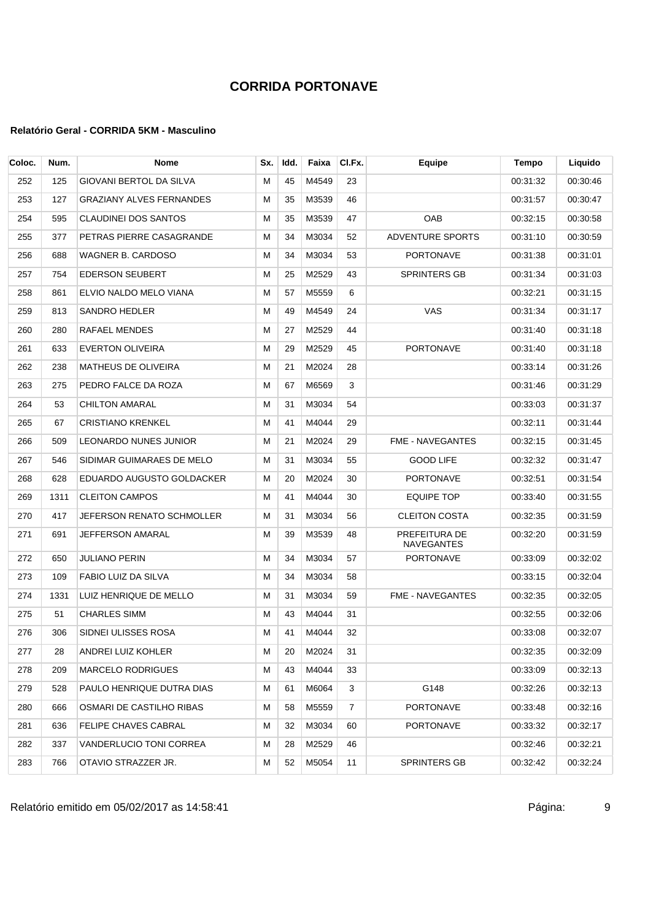# CORRIDA PORTONAVE

### Relatório Geral - CORRIDA 5KM - Masculino

| Coloc. | Num. | Nome | Sx. | Idd. | Faixa | Cl.Fx. | Equipe | Tempo | Liquido |
|---|---|---|---|---|---|---|---|---|---|
| 252 | 125 | GIOVANI BERTOL DA SILVA | M | 45 | M4549 | 23 | | 00:31:32 | 00:30:46 |
| 253 | 127 | GRAZIANY ALVES FERNANDES | M | 35 | M3539 | 46 | | 00:31:57 | 00:30:47 |
| 254 | 595 | CLAUDINEI DOS SANTOS | M | 35 | M3539 | 47 | OAB | 00:32:15 | 00:30:58 |
| 255 | 377 | PETRAS PIERRE CASAGRANDE | M | 34 | M3034 | 52 | ADVENTURE SPORTS | 00:31:10 | 00:30:59 |
| 256 | 688 | WAGNER B. CARDOSO | M | 34 | M3034 | 53 | PORTONAVE | 00:31:38 | 00:31:01 |
| 257 | 754 | EDERSON SEUBERT | M | 25 | M2529 | 43 | SPRINTERS GB | 00:31:34 | 00:31:03 |
| 258 | 861 | ELVIO NALDO MELO VIANA | M | 57 | M5559 | 6 | | 00:32:21 | 00:31:15 |
| 259 | 813 | SANDRO HEDLER | M | 49 | M4549 | 24 | VAS | 00:31:34 | 00:31:17 |
| 260 | 280 | RAFAEL MENDES | M | 27 | M2529 | 44 | | 00:31:40 | 00:31:18 |
| 261 | 633 | EVERTON OLIVEIRA | M | 29 | M2529 | 45 | PORTONAVE | 00:31:40 | 00:31:18 |
| 262 | 238 | MATHEUS DE OLIVEIRA | M | 21 | M2024 | 28 | | 00:33:14 | 00:31:26 |
| 263 | 275 | PEDRO FALCE DA ROZA | M | 67 | M6569 | 3 | | 00:31:46 | 00:31:29 |
| 264 | 53 | CHILTON AMARAL | M | 31 | M3034 | 54 | | 00:33:03 | 00:31:37 |
| 265 | 67 | CRISTIANO KRENKEL | M | 41 | M4044 | 29 | | 00:32:11 | 00:31:44 |
| 266 | 509 | LEONARDO NUNES JUNIOR | M | 21 | M2024 | 29 | FME - NAVEGANTES | 00:32:15 | 00:31:45 |
| 267 | 546 | SIDIMAR GUIMARAES DE MELO | M | 31 | M3034 | 55 | GOOD LIFE | 00:32:32 | 00:31:47 |
| 268 | 628 | EDUARDO AUGUSTO GOLDACKER | M | 20 | M2024 | 30 | PORTONAVE | 00:32:51 | 00:31:54 |
| 269 | 1311 | CLEITON CAMPOS | M | 41 | M4044 | 30 | EQUIPE TOP | 00:33:40 | 00:31:55 |
| 270 | 417 | JEFERSON RENATO SCHMOLLER | M | 31 | M3034 | 56 | CLEITON COSTA | 00:32:35 | 00:31:59 |
| 271 | 691 | JEFFERSON AMARAL | M | 39 | M3539 | 48 | PREFEITURA DE NAVEGANTES | 00:32:20 | 00:31:59 |
| 272 | 650 | JULIANO PERIN | M | 34 | M3034 | 57 | PORTONAVE | 00:33:09 | 00:32:02 |
| 273 | 109 | FABIO LUIZ DA SILVA | M | 34 | M3034 | 58 | | 00:33:15 | 00:32:04 |
| 274 | 1331 | LUIZ HENRIQUE DE MELLO | M | 31 | M3034 | 59 | FME - NAVEGANTES | 00:32:35 | 00:32:05 |
| 275 | 51 | CHARLES SIMM | M | 43 | M4044 | 31 | | 00:32:55 | 00:32:06 |
| 276 | 306 | SIDNEI ULISSES ROSA | M | 41 | M4044 | 32 | | 00:33:08 | 00:32:07 |
| 277 | 28 | ANDREI LUIZ KOHLER | M | 20 | M2024 | 31 | | 00:32:35 | 00:32:09 |
| 278 | 209 | MARCELO RODRIGUES | M | 43 | M4044 | 33 | | 00:33:09 | 00:32:13 |
| 279 | 528 | PAULO HENRIQUE DUTRA DIAS | M | 61 | M6064 | 3 | G148 | 00:32:26 | 00:32:13 |
| 280 | 666 | OSMARI DE CASTILHO RIBAS | M | 58 | M5559 | 7 | PORTONAVE | 00:33:48 | 00:32:16 |
| 281 | 636 | FELIPE CHAVES CABRAL | M | 32 | M3034 | 60 | PORTONAVE | 00:33:32 | 00:32:17 |
| 282 | 337 | VANDERLUCIO TONI CORREA | M | 28 | M2529 | 46 | | 00:32:46 | 00:32:21 |
| 283 | 766 | OTAVIO STRAZZER JR. | M | 52 | M5054 | 11 | SPRINTERS GB | 00:32:42 | 00:32:24 |

Relatório emitido em 05/02/2017 as 14:58:41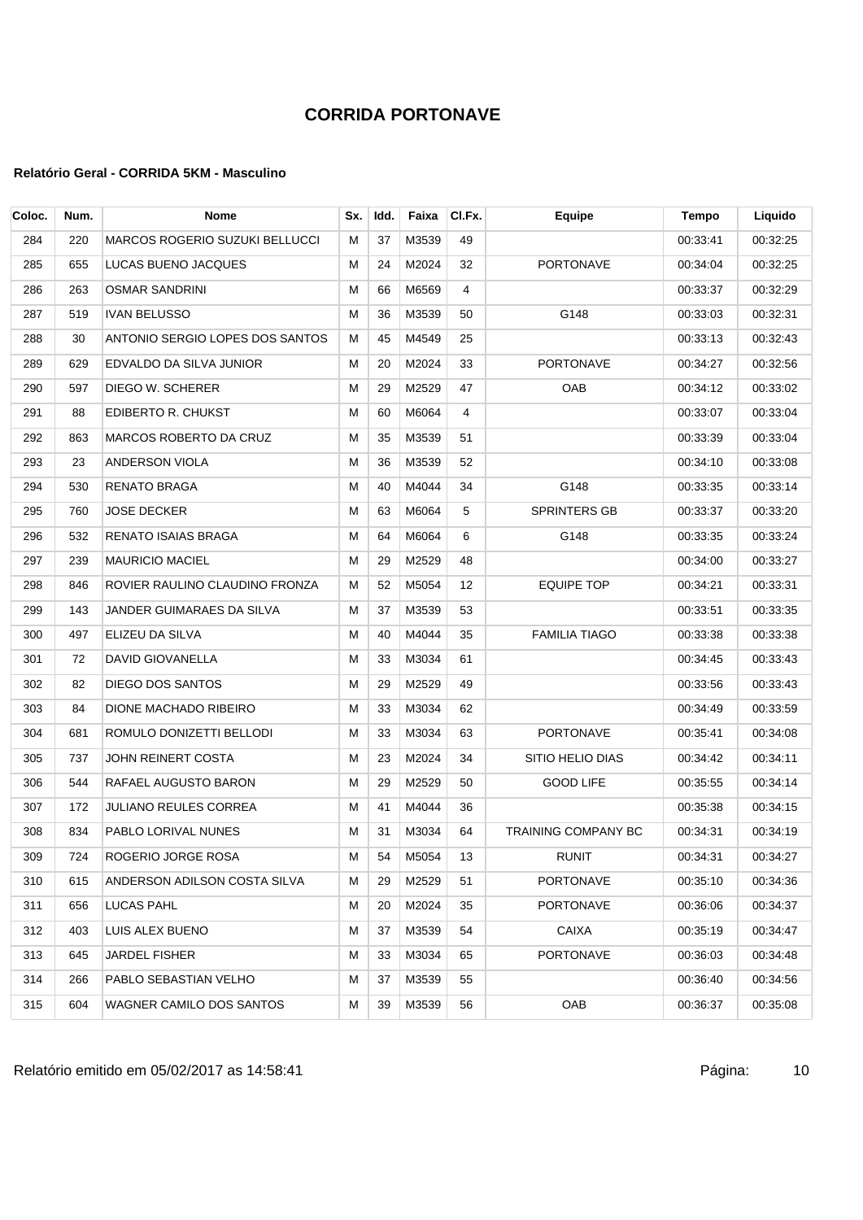# CORRIDA PORTONAVE

### Relatório Geral - CORRIDA 5KM - Masculino

| Coloc. | Num. | Nome | Sx. | Idd. | Faixa | Cl.Fx. | Equipe | Tempo | Liquido |
|---|---|---|---|---|---|---|---|---|---|
| 284 | 220 | MARCOS ROGERIO SUZUKI BELLUCCI | M | 37 | M3539 | 49 | | 00:33:41 | 00:32:25 |
| 285 | 655 | LUCAS BUENO JACQUES | M | 24 | M2024 | 32 | PORTONAVE | 00:34:04 | 00:32:25 |
| 286 | 263 | OSMAR SANDRINI | M | 66 | M6569 | 4 | | 00:33:37 | 00:32:29 |
| 287 | 519 | IVAN BELUSSO | M | 36 | M3539 | 50 | G148 | 00:33:03 | 00:32:31 |
| 288 | 30 | ANTONIO SERGIO LOPES DOS SANTOS | M | 45 | M4549 | 25 | | 00:33:13 | 00:32:43 |
| 289 | 629 | EDVALDO DA SILVA JUNIOR | M | 20 | M2024 | 33 | PORTONAVE | 00:34:27 | 00:32:56 |
| 290 | 597 | DIEGO W. SCHERER | M | 29 | M2529 | 47 | OAB | 00:34:12 | 00:33:02 |
| 291 | 88 | EDIBERTO R. CHUKST | M | 60 | M6064 | 4 | | 00:33:07 | 00:33:04 |
| 292 | 863 | MARCOS ROBERTO DA CRUZ | M | 35 | M3539 | 51 | | 00:33:39 | 00:33:04 |
| 293 | 23 | ANDERSON VIOLA | M | 36 | M3539 | 52 | | 00:34:10 | 00:33:08 |
| 294 | 530 | RENATO BRAGA | M | 40 | M4044 | 34 | G148 | 00:33:35 | 00:33:14 |
| 295 | 760 | JOSE DECKER | M | 63 | M6064 | 5 | SPRINTERS GB | 00:33:37 | 00:33:20 |
| 296 | 532 | RENATO ISAIAS BRAGA | M | 64 | M6064 | 6 | G148 | 00:33:35 | 00:33:24 |
| 297 | 239 | MAURICIO MACIEL | M | 29 | M2529 | 48 | | 00:34:00 | 00:33:27 |
| 298 | 846 | ROVIER RAULINO CLAUDINO FRONZA | M | 52 | M5054 | 12 | EQUIPE TOP | 00:34:21 | 00:33:31 |
| 299 | 143 | JANDER GUIMARAES DA SILVA | M | 37 | M3539 | 53 | | 00:33:51 | 00:33:35 |
| 300 | 497 | ELIZEU DA SILVA | M | 40 | M4044 | 35 | FAMILIA TIAGO | 00:33:38 | 00:33:38 |
| 301 | 72 | DAVID GIOVANELLA | M | 33 | M3034 | 61 | | 00:34:45 | 00:33:43 |
| 302 | 82 | DIEGO DOS SANTOS | M | 29 | M2529 | 49 | | 00:33:56 | 00:33:43 |
| 303 | 84 | DIONE MACHADO RIBEIRO | M | 33 | M3034 | 62 | | 00:34:49 | 00:33:59 |
| 304 | 681 | ROMULO DONIZETTI BELLODI | M | 33 | M3034 | 63 | PORTONAVE | 00:35:41 | 00:34:08 |
| 305 | 737 | JOHN REINERT COSTA | M | 23 | M2024 | 34 | SITIO HELIO DIAS | 00:34:42 | 00:34:11 |
| 306 | 544 | RAFAEL AUGUSTO BARON | M | 29 | M2529 | 50 | GOOD LIFE | 00:35:55 | 00:34:14 |
| 307 | 172 | JULIANO REULES CORREA | M | 41 | M4044 | 36 | | 00:35:38 | 00:34:15 |
| 308 | 834 | PABLO LORIVAL NUNES | M | 31 | M3034 | 64 | TRAINING COMPANY BC | 00:34:31 | 00:34:19 |
| 309 | 724 | ROGERIO JORGE ROSA | M | 54 | M5054 | 13 | RUNIT | 00:34:31 | 00:34:27 |
| 310 | 615 | ANDERSON ADILSON COSTA SILVA | M | 29 | M2529 | 51 | PORTONAVE | 00:35:10 | 00:34:36 |
| 311 | 656 | LUCAS PAHL | M | 20 | M2024 | 35 | PORTONAVE | 00:36:06 | 00:34:37 |
| 312 | 403 | LUIS ALEX BUENO | M | 37 | M3539 | 54 | CAIXA | 00:35:19 | 00:34:47 |
| 313 | 645 | JARDEL FISHER | M | 33 | M3034 | 65 | PORTONAVE | 00:36:03 | 00:34:48 |
| 314 | 266 | PABLO SEBASTIAN VELHO | M | 37 | M3539 | 55 | | 00:36:40 | 00:34:56 |
| 315 | 604 | WAGNER CAMILO DOS SANTOS | M | 39 | M3539 | 56 | OAB | 00:36:37 | 00:35:08 |

Relatório emitido em 05/02/2017 as 14:58:41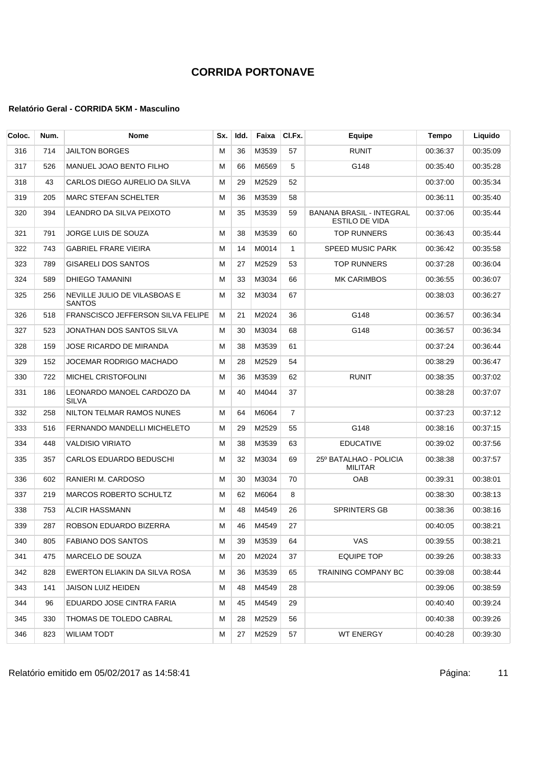# CORRIDA PORTONAVE

#### Relatório Geral - CORRIDA 5KM - Masculino

| Coloc. | Num. | Nome | Sx. | Idd. | Faixa | Cl.Fx. | Equipe | Tempo | Liquido |
|---|---|---|---|---|---|---|---|---|---|
| 316 | 714 | JAILTON BORGES | M | 36 | M3539 | 57 | RUNIT | 00:36:37 | 00:35:09 |
| 317 | 526 | MANUEL JOAO BENTO FILHO | M | 66 | M6569 | 5 | G148 | 00:35:40 | 00:35:28 |
| 318 | 43 | CARLOS DIEGO AURELIO DA SILVA | M | 29 | M2529 | 52 | | 00:37:00 | 00:35:34 |
| 319 | 205 | MARC STEFAN SCHELTER | M | 36 | M3539 | 58 | | 00:36:11 | 00:35:40 |
| 320 | 394 | LEANDRO DA SILVA PEIXOTO | M | 35 | M3539 | 59 | BANANA BRASIL - INTEGRAL ESTILO DE VIDA | 00:37:06 | 00:35:44 |
| 321 | 791 | JORGE LUIS DE SOUZA | M | 38 | M3539 | 60 | TOP RUNNERS | 00:36:43 | 00:35:44 |
| 322 | 743 | GABRIEL FRARE VIEIRA | M | 14 | M0014 | 1 | SPEED MUSIC PARK | 00:36:42 | 00:35:58 |
| 323 | 789 | GISARELI DOS SANTOS | M | 27 | M2529 | 53 | TOP RUNNERS | 00:37:28 | 00:36:04 |
| 324 | 589 | DHIEGO TAMANINI | M | 33 | M3034 | 66 | MK CARIMBOS | 00:36:55 | 00:36:07 |
| 325 | 256 | NEVILLE JULIO DE VILASBOAS E SANTOS | M | 32 | M3034 | 67 | | 00:38:03 | 00:36:27 |
| 326 | 518 | FRANSCISCO JEFFERSON SILVA FELIPE | M | 21 | M2024 | 36 | G148 | 00:36:57 | 00:36:34 |
| 327 | 523 | JONATHAN DOS SANTOS SILVA | M | 30 | M3034 | 68 | G148 | 00:36:57 | 00:36:34 |
| 328 | 159 | JOSE RICARDO DE MIRANDA | M | 38 | M3539 | 61 | | 00:37:24 | 00:36:44 |
| 329 | 152 | JOCEMAR RODRIGO MACHADO | M | 28 | M2529 | 54 | | 00:38:29 | 00:36:47 |
| 330 | 722 | MICHEL CRISTOFOLINI | M | 36 | M3539 | 62 | RUNIT | 00:38:35 | 00:37:02 |
| 331 | 186 | LEONARDO MANOEL CARDOZO DA SILVA | M | 40 | M4044 | 37 | | 00:38:28 | 00:37:07 |
| 332 | 258 | NILTON TELMAR RAMOS NUNES | M | 64 | M6064 | 7 | | 00:37:23 | 00:37:12 |
| 333 | 516 | FERNANDO MANDELLI MICHELETO | M | 29 | M2529 | 55 | G148 | 00:38:16 | 00:37:15 |
| 334 | 448 | VALDISIO VIRIATO | M | 38 | M3539 | 63 | EDUCATIVE | 00:39:02 | 00:37:56 |
| 335 | 357 | CARLOS EDUARDO BEDUSCHI | M | 32 | M3034 | 69 | 25º BATALHAO - POLICIA MILITAR | 00:38:38 | 00:37:57 |
| 336 | 602 | RANIERI M. CARDOSO | M | 30 | M3034 | 70 | OAB | 00:39:31 | 00:38:01 |
| 337 | 219 | MARCOS ROBERTO SCHULTZ | M | 62 | M6064 | 8 | | 00:38:30 | 00:38:13 |
| 338 | 753 | ALCIR HASSMANN | M | 48 | M4549 | 26 | SPRINTERS GB | 00:38:36 | 00:38:16 |
| 339 | 287 | ROBSON EDUARDO BIZERRA | M | 46 | M4549 | 27 | | 00:40:05 | 00:38:21 |
| 340 | 805 | FABIANO DOS SANTOS | M | 39 | M3539 | 64 | VAS | 00:39:55 | 00:38:21 |
| 341 | 475 | MARCELO DE SOUZA | M | 20 | M2024 | 37 | EQUIPE TOP | 00:39:26 | 00:38:33 |
| 342 | 828 | EWERTON ELIAKIN DA SILVA ROSA | M | 36 | M3539 | 65 | TRAINING COMPANY BC | 00:39:08 | 00:38:44 |
| 343 | 141 | JAISON LUIZ HEIDEN | M | 48 | M4549 | 28 | | 00:39:06 | 00:38:59 |
| 344 | 96 | EDUARDO JOSE CINTRA FARIA | M | 45 | M4549 | 29 | | 00:40:40 | 00:39:24 |
| 345 | 330 | THOMAS DE TOLEDO CABRAL | M | 28 | M2529 | 56 | | 00:40:38 | 00:39:26 |
| 346 | 823 | WILIAM TODT | M | 27 | M2529 | 57 | WT ENERGY | 00:40:28 | 00:39:30 |

Relatório emitido em 05/02/2017 as 14:58:41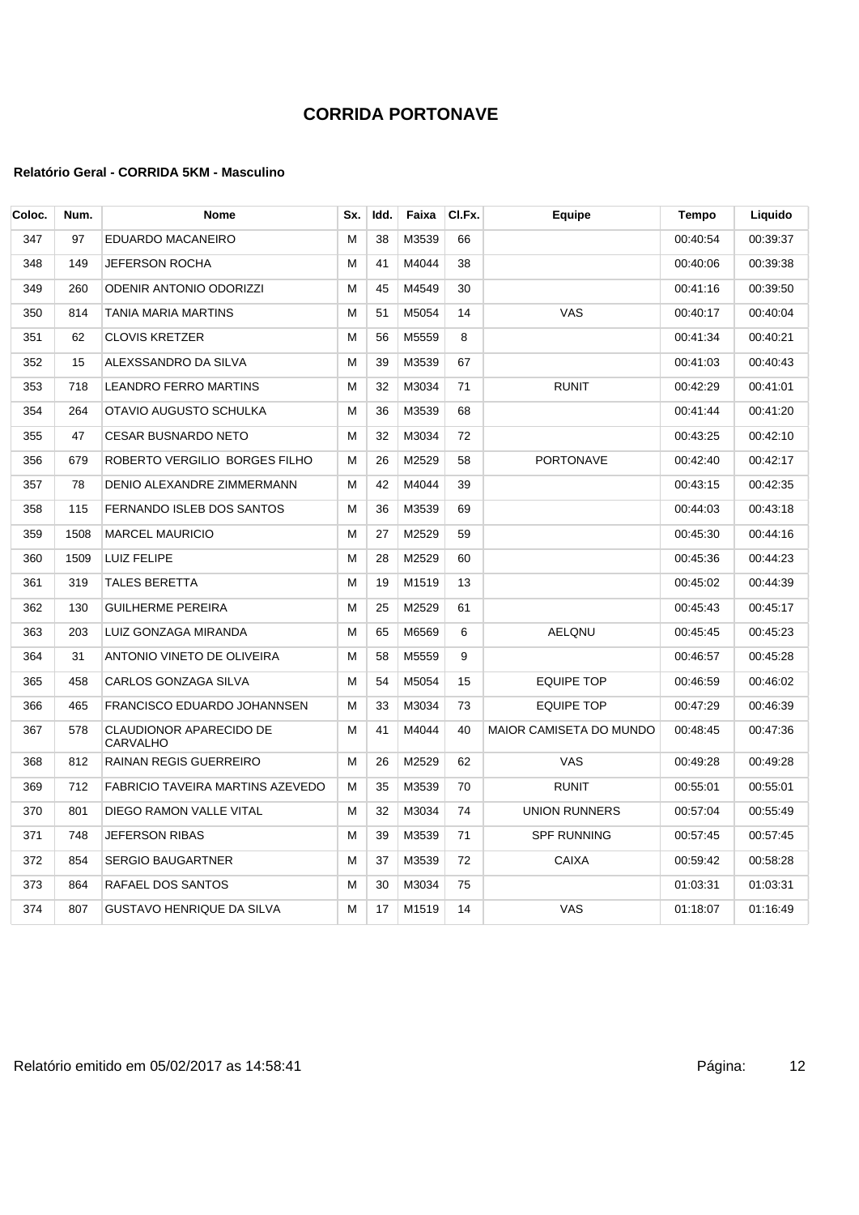# CORRIDA PORTONAVE

### Relatório Geral - CORRIDA 5KM - Masculino

| Coloc. | Num. | Nome | Sx. | Idd. | Faixa | Cl.Fx. | Equipe | Tempo | Liquido |
|---|---|---|---|---|---|---|---|---|---|
| 347 | 97 | EDUARDO MACANEIRO | M | 38 | M3539 | 66 | | 00:40:54 | 00:39:37 |
| 348 | 149 | JEFERSON ROCHA | M | 41 | M4044 | 38 | | 00:40:06 | 00:39:38 |
| 349 | 260 | ODENIR ANTONIO ODORIZZI | M | 45 | M4549 | 30 | | 00:41:16 | 00:39:50 |
| 350 | 814 | TANIA MARIA MARTINS | M | 51 | M5054 | 14 | VAS | 00:40:17 | 00:40:04 |
| 351 | 62 | CLOVIS KRETZER | M | 56 | M5559 | 8 | | 00:41:34 | 00:40:21 |
| 352 | 15 | ALEXSSANDRO DA SILVA | M | 39 | M3539 | 67 | | 00:41:03 | 00:40:43 |
| 353 | 718 | LEANDRO FERRO MARTINS | M | 32 | M3034 | 71 | RUNIT | 00:42:29 | 00:41:01 |
| 354 | 264 | OTAVIO AUGUSTO SCHULKA | M | 36 | M3539 | 68 | | 00:41:44 | 00:41:20 |
| 355 | 47 | CESAR BUSNARDO NETO | M | 32 | M3034 | 72 | | 00:43:25 | 00:42:10 |
| 356 | 679 | ROBERTO VERGILIO BORGES FILHO | M | 26 | M2529 | 58 | PORTONAVE | 00:42:40 | 00:42:17 |
| 357 | 78 | DENIO ALEXANDRE ZIMMERMANN | M | 42 | M4044 | 39 | | 00:43:15 | 00:42:35 |
| 358 | 115 | FERNANDO ISLEB DOS SANTOS | M | 36 | M3539 | 69 | | 00:44:03 | 00:43:18 |
| 359 | 1508 | MARCEL MAURICIO | M | 27 | M2529 | 59 | | 00:45:30 | 00:44:16 |
| 360 | 1509 | LUIZ FELIPE | M | 28 | M2529 | 60 | | 00:45:36 | 00:44:23 |
| 361 | 319 | TALES BERETTA | M | 19 | M1519 | 13 | | 00:45:02 | 00:44:39 |
| 362 | 130 | GUILHERME PEREIRA | M | 25 | M2529 | 61 | | 00:45:43 | 00:45:17 |
| 363 | 203 | LUIZ GONZAGA MIRANDA | M | 65 | M6569 | 6 | AELQNU | 00:45:45 | 00:45:23 |
| 364 | 31 | ANTONIO VINETO DE OLIVEIRA | M | 58 | M5559 | 9 | | 00:46:57 | 00:45:28 |
| 365 | 458 | CARLOS GONZAGA SILVA | M | 54 | M5054 | 15 | EQUIPE TOP | 00:46:59 | 00:46:02 |
| 366 | 465 | FRANCISCO EDUARDO JOHANNSEN | M | 33 | M3034 | 73 | EQUIPE TOP | 00:47:29 | 00:46:39 |
| 367 | 578 | CLAUDIONOR APARECIDO DE CARVALHO | M | 41 | M4044 | 40 | MAIOR CAMISETA DO MUNDO | 00:48:45 | 00:47:36 |
| 368 | 812 | RAINAN REGIS GUERREIRO | M | 26 | M2529 | 62 | VAS | 00:49:28 | 00:49:28 |
| 369 | 712 | FABRICIO TAVEIRA MARTINS AZEVEDO | M | 35 | M3539 | 70 | RUNIT | 00:55:01 | 00:55:01 |
| 370 | 801 | DIEGO RAMON VALLE VITAL | M | 32 | M3034 | 74 | UNION RUNNERS | 00:57:04 | 00:55:49 |
| 371 | 748 | JEFERSON RIBAS | M | 39 | M3539 | 71 | SPF RUNNING | 00:57:45 | 00:57:45 |
| 372 | 854 | SERGIO BAUGARTNER | M | 37 | M3539 | 72 | CAIXA | 00:59:42 | 00:58:28 |
| 373 | 864 | RAFAEL DOS SANTOS | M | 30 | M3034 | 75 | | 01:03:31 | 01:03:31 |
| 374 | 807 | GUSTAVO HENRIQUE DA SILVA | M | 17 | M1519 | 14 | VAS | 01:18:07 | 01:16:49 |

Relatório emitido em 05/02/2017 as 14:58:41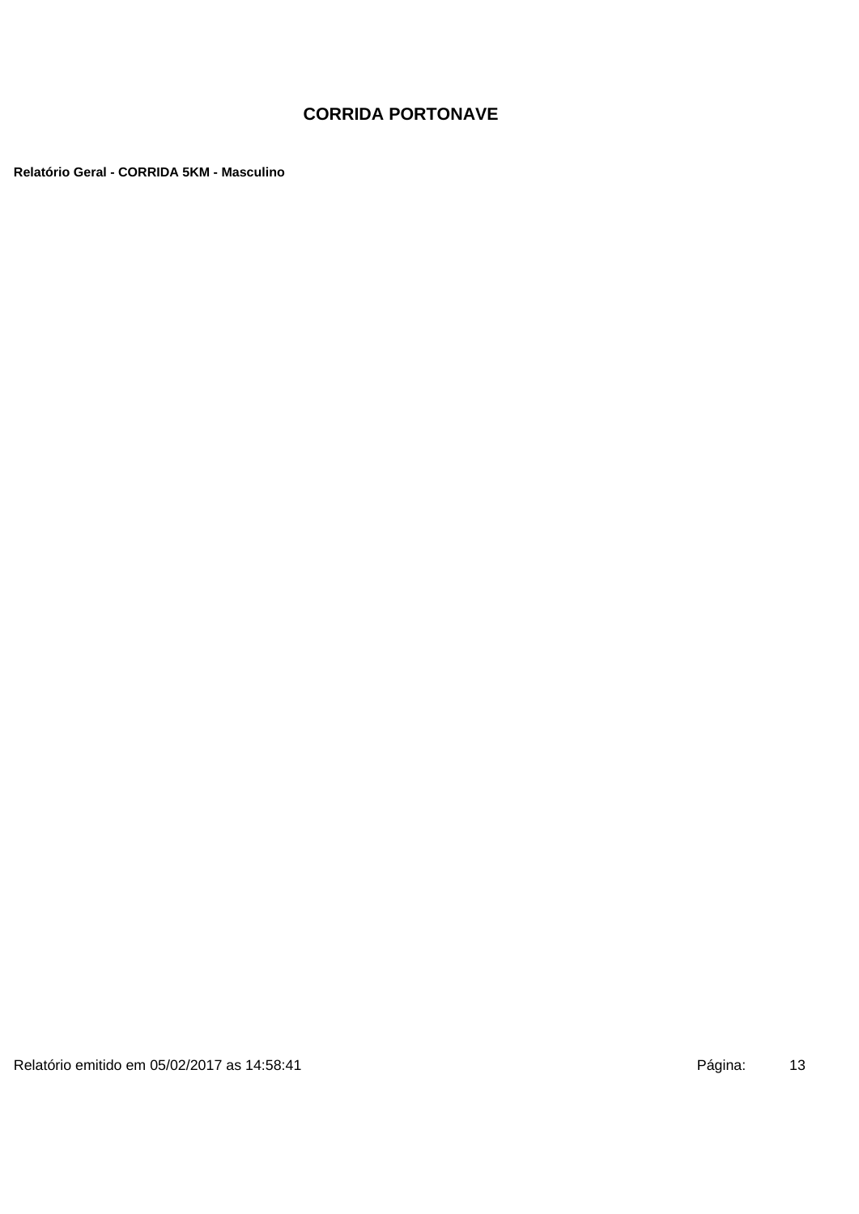# CORRIDA PORTONAVE

**Relatório Geral - CORRIDA 5KM - Masculino**

Relatório emitido em 05/02/2017 as 14:58:41